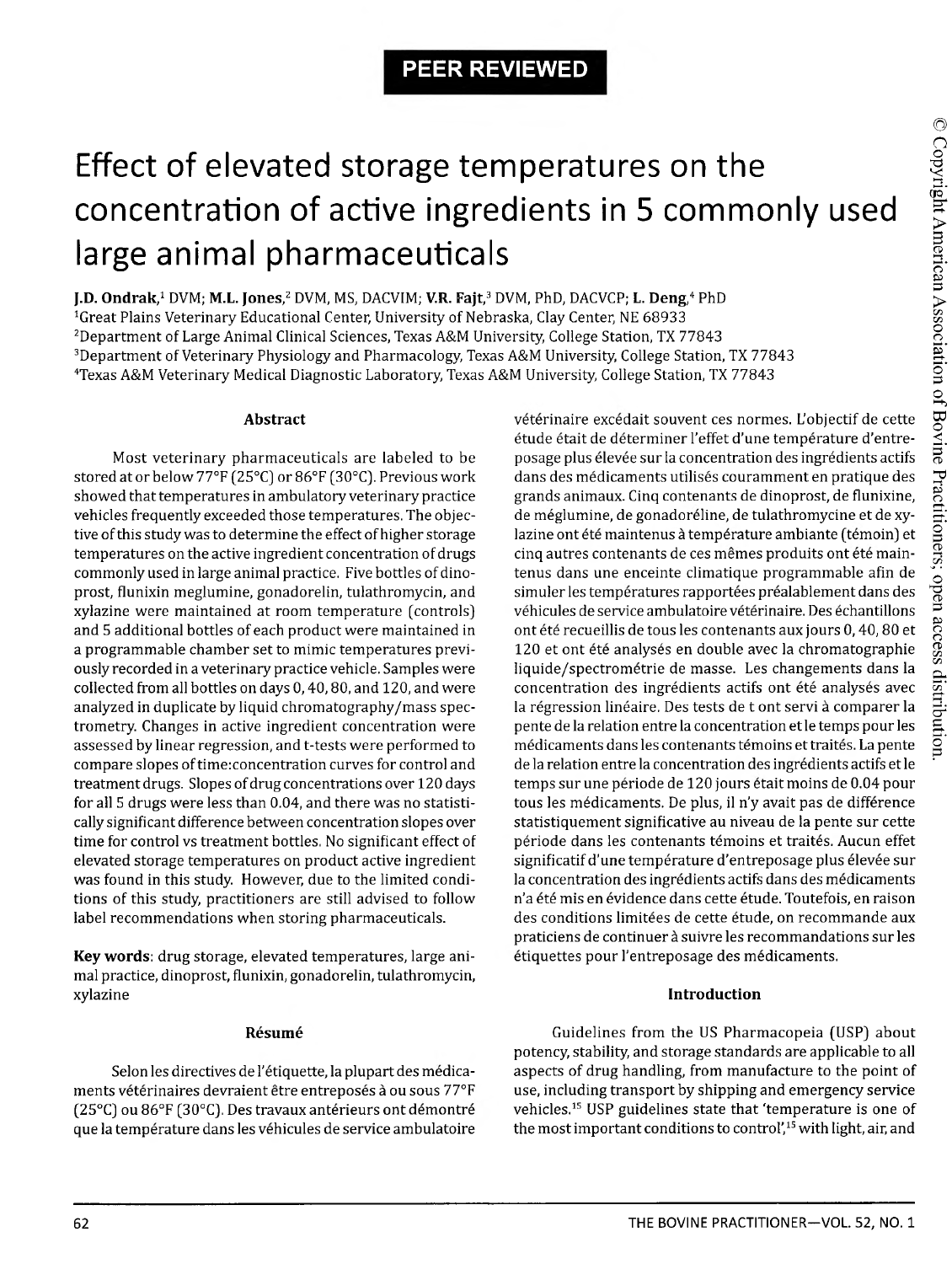**PEER REVIEWED**

# Effect of elevated storage temperatures on the concentration of active ingredients in 5 commonly used large animal pharmaceuticals

**J.D. Ondrak**,[1] DVM; **M.L. Jones**,[2] DVM, MS, DACVIM; **V.R. Fajt**,[3] DVM, PhD, DACVCP; **L. Deng**,[4] PhD

[1]Great Plains Veterinary Educational Center, University of Nebraska, Clay Center, NE 68933
[2]Department of Large Animal Clinical Sciences, Texas A&M University, College Station, TX 77843
[3]Department of Veterinary Physiology and Pharmacology, Texas A&M University, College Station, TX 77843
[4]Texas A&M Veterinary Medical Diagnostic Laboratory, Texas A&M University, College Station, TX 77843

© Copyright American Association of Bovine Practitioners; open access distribution.

### Abstract

Most veterinary pharmaceuticals are labeled to be stored at or below 77°F (25°C) or 86°F (30°C). Previous work showed that temperatures in ambulatory veterinary practice vehicles frequently exceeded those temperatures. The objective of this study was to determine the effect of higher storage temperatures on the active ingredient concentration of drugs commonly used in large animal practice. Five bottles of dinoprost, flunixin meglumine, gonadorelin, tulathromycin, and xylazine were maintained at room temperature (controls) and 5 additional bottles of each product were maintained in a programmable chamber set to mimic temperatures previously recorded in a veterinary practice vehicle. Samples were collected from all bottles on days 0, 40, 80, and 120, and were analyzed in duplicate by liquid chromatography/mass spectrometry. Changes in active ingredient concentration were assessed by linear regression, and t-tests were performed to compare slopes of time:concentration curves for control and treatment drugs. Slopes of drug concentrations over 120 days for all 5 drugs were less than 0.04, and there was no statistically significant difference between concentration slopes over time for control vs treatment bottles. No significant effect of elevated storage temperatures on product active ingredient was found in this study. However, due to the limited conditions of this study, practitioners are still advised to follow label recommendations when storing pharmaceuticals.

**Key words**: drug storage, elevated temperatures, large animal practice, dinoprost, flunixin, gonadorelin, tulathromycin, xylazine

### Résumé

Selon les directives de l'étiquette, la plupart des médicaments vétérinaires devraient être entreposés à ou sous 77°F (25°C) ou 86°F (30°C). Des travaux antérieurs ont démontré que la température dans les véhicules de service ambulatoire vétérinaire excédait souvent ces normes. L'objectif de cette étude était de déterminer l'effet d'une température d'entreposage plus élevée sur la concentration des ingrédients actifs dans des médicaments utilisés couramment en pratique des grands animaux. Cinq contenants de dinoprost, de flunixine, de méglumine, de gonadoréline, de tulathromycine et de xylazine ont été maintenus à température ambiante (témoin) et cinq autres contenants de ces mêmes produits ont été maintenus dans une enceinte climatique programmable afin de simuler les températures rapportées préalablement dans des véhicules de service ambulatoire vétérinaire. Des échantillons ont été recueillis de tous les contenants aux jours 0, 40, 80 et 120 et ont été analysés en double avec la chromatographie liquide/spectrométrie de masse. Les changements dans la concentration des ingrédients actifs ont été analysés avec la régression linéaire. Des tests de t ont servi à comparer la pente de la relation entre la concentration et le temps pour les médicaments dans les contenants témoins et traités. La pente de la relation entre la concentration des ingrédients actifs et le temps sur une période de 120 jours était moins de 0.04 pour tous les médicaments. De plus, il n'y avait pas de différence statistiquement significative au niveau de la pente sur cette période dans les contenants témoins et traités. Aucun effet significatif d'une température d'entreposage plus élevée sur la concentration des ingrédients actifs dans des médicaments n'a été mis en évidence dans cette étude. Toutefois, en raison des conditions limitées de cette étude, on recommande aux praticiens de continuer à suivre les recommandations sur les étiquettes pour l'entreposage des médicaments.

### Introduction

Guidelines from the US Pharmacopeia (USP) about potency, stability, and storage standards are applicable to all aspects of drug handling, from manufacture to the point of use, including transport by shipping and emergency service vehicles.[15] USP guidelines state that 'temperature is one of the most important conditions to control',[15] with light, air, and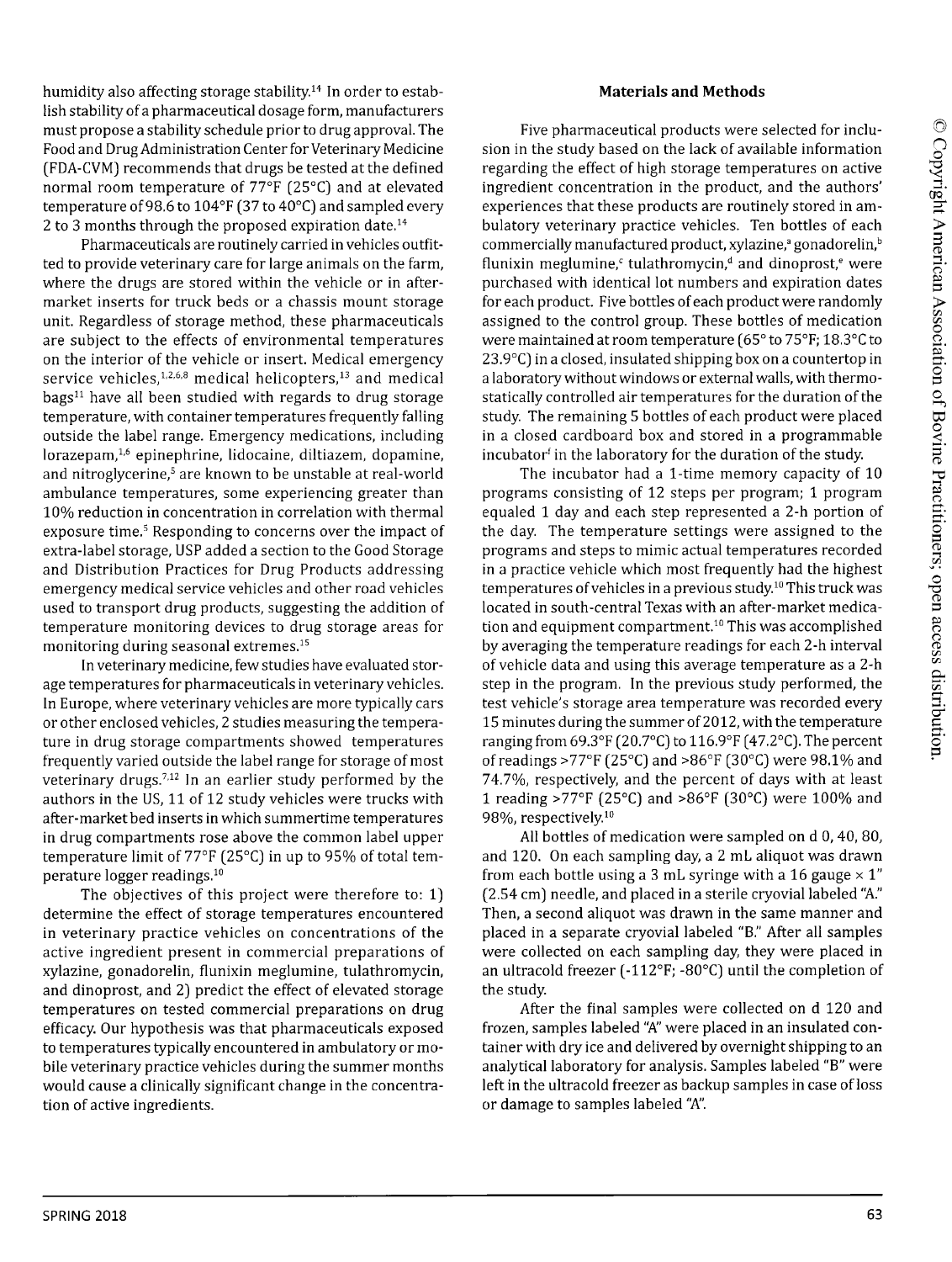humidity also affecting storage stability.[14] In order to establish stability of a pharmaceutical dosage form, manufacturers must propose a stability schedule prior to drug approval. The Food and Drug Administration Center for Veterinary Medicine (FDA-CVM) recommends that drugs be tested at the defined normal room temperature of 77°F (25°C) and at elevated temperature of 98.6 to 104°F (37 to 40°C) and sampled every 2 to 3 months through the proposed expiration date.[14]

Pharmaceuticals are routinely carried in vehicles outfitted to provide veterinary care for large animals on the farm, where the drugs are stored within the vehicle or in aftermarket inserts for truck beds or a chassis mount storage unit. Regardless of storage method, these pharmaceuticals are subject to the effects of environmental temperatures on the interior of the vehicle or insert. Medical emergency service vehicles,[1,2,6,8] medical helicopters,[13] and medical bags[11] have all been studied with regards to drug storage temperature, with container temperatures frequently falling outside the label range. Emergency medications, including lorazepam,[1,6] epinephrine, lidocaine, diltiazem, dopamine, and nitroglycerine,[5] are known to be unstable at real-world ambulance temperatures, some experiencing greater than 10% reduction in concentration in correlation with thermal exposure time.[5] Responding to concerns over the impact of extra-label storage, USP added a section to the Good Storage and Distribution Practices for Drug Products addressing emergency medical service vehicles and other road vehicles used to transport drug products, suggesting the addition of temperature monitoring devices to drug storage areas for monitoring during seasonal extremes.[15]

In veterinary medicine, few studies have evaluated storage temperatures for pharmaceuticals in veterinary vehicles. In Europe, where veterinary vehicles are more typically cars or other enclosed vehicles, 2 studies measuring the temperature in drug storage compartments showed temperatures frequently varied outside the label range for storage of most veterinary drugs.[7,12] In an earlier study performed by the authors in the US, 11 of 12 study vehicles were trucks with after-market bed inserts in which summertime temperatures in drug compartments rose above the common label upper temperature limit of 77°F (25°C) in up to 95% of total temperature logger readings.[10]

The objectives of this project were therefore to: 1) determine the effect of storage temperatures encountered in veterinary practice vehicles on concentrations of the active ingredient present in commercial preparations of xylazine, gonadorelin, flunixin meglumine, tulathromycin, and dinoprost, and 2) predict the effect of elevated storage temperatures on tested commercial preparations on drug efficacy. Our hypothesis was that pharmaceuticals exposed to temperatures typically encountered in ambulatory or mobile veterinary practice vehicles during the summer months would cause a clinically significant change in the concentration of active ingredients.

## Materials and Methods

Five pharmaceutical products were selected for inclusion in the study based on the lack of available information regarding the effect of high storage temperatures on active ingredient concentration in the product, and the authors' experiences that these products are routinely stored in ambulatory veterinary practice vehicles. Ten bottles of each commercially manufactured product, xylazine,[a] gonadorelin,[b] flunixin meglumine,[c] tulathromycin,[d] and dinoprost,[e] were purchased with identical lot numbers and expiration dates for each product. Five bottles of each product were randomly assigned to the control group. These bottles of medication were maintained at room temperature (65° to 75°F; 18.3°C to 23.9°C) in a closed, insulated shipping box on a countertop in a laboratory without windows or external walls, with thermostatically controlled air temperatures for the duration of the study. The remaining 5 bottles of each product were placed in a closed cardboard box and stored in a programmable incubator[f] in the laboratory for the duration of the study.

The incubator had a 1-time memory capacity of 10 programs consisting of 12 steps per program; 1 program equaled 1 day and each step represented a 2-h portion of the day. The temperature settings were assigned to the programs and steps to mimic actual temperatures recorded in a practice vehicle which most frequently had the highest temperatures of vehicles in a previous study.[10] This truck was located in south-central Texas with an after-market medication and equipment compartment.[10] This was accomplished by averaging the temperature readings for each 2-h interval of vehicle data and using this average temperature as a 2-h step in the program. In the previous study performed, the test vehicle's storage area temperature was recorded every 15 minutes during the summer of 2012, with the temperature ranging from 69.3°F (20.7°C) to 116.9°F (47.2°C). The percent of readings >77°F (25°C) and >86°F (30°C) were 98.1% and 74.7%, respectively, and the percent of days with at least 1 reading >77°F (25°C) and >86°F (30°C) were 100% and 98%, respectively.[10]

All bottles of medication were sampled on d 0, 40, 80, and 120. On each sampling day, a 2 mL aliquot was drawn from each bottle using a 3 mL syringe with a 16 gauge × 1" (2.54 cm) needle, and placed in a sterile cryovial labeled "A." Then, a second aliquot was drawn in the same manner and placed in a separate cryovial labeled "B." After all samples were collected on each sampling day, they were placed in an ultracold freezer (-112°F; -80°C) until the completion of the study.

After the final samples were collected on d 120 and frozen, samples labeled "A" were placed in an insulated container with dry ice and delivered by overnight shipping to an analytical laboratory for analysis. Samples labeled "B" were left in the ultracold freezer as backup samples in case of loss or damage to samples labeled "A".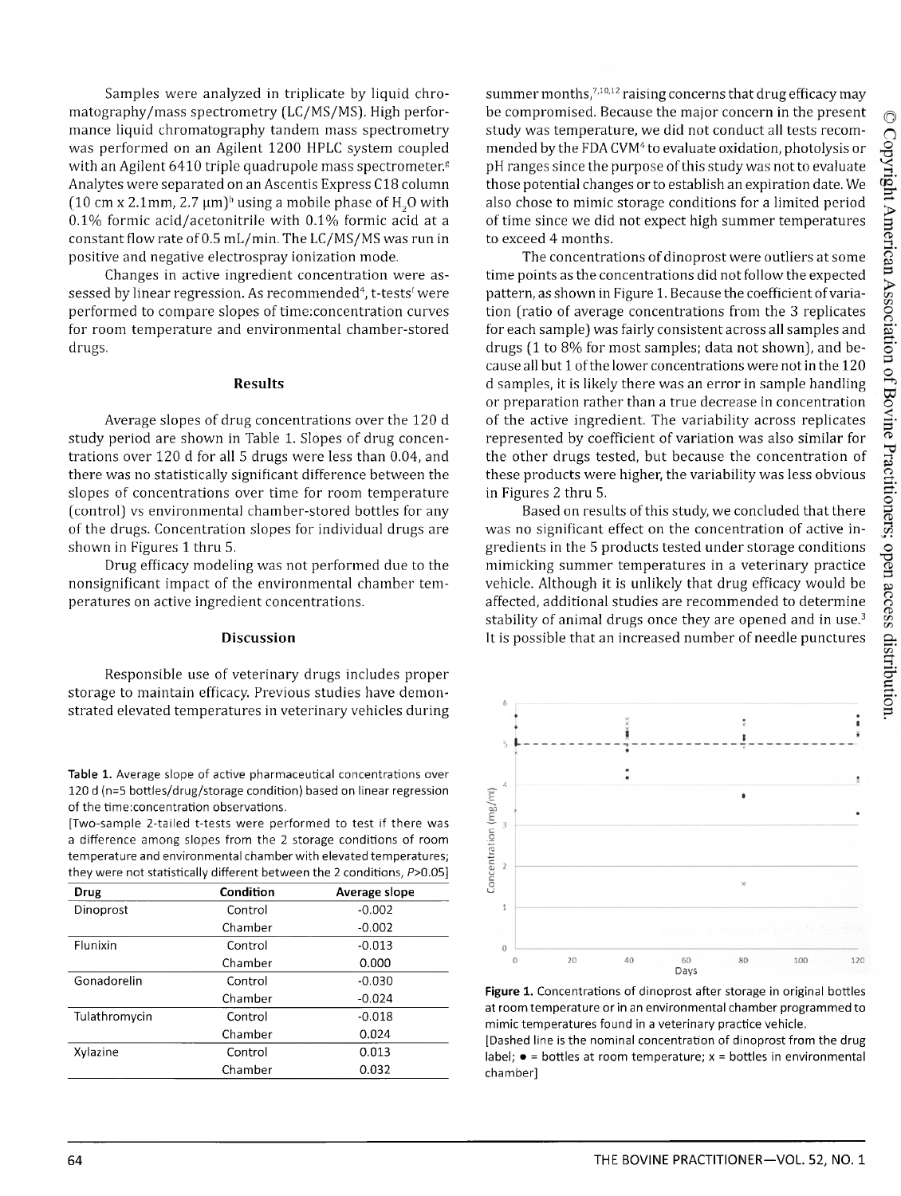Samples were analyzed in triplicate by liquid chromatography/mass spectrometry (LC/MS/MS). High performance liquid chromatography tandem mass spectrometry was performed on an Agilent 1200 HPLC system coupled with an Agilent 6410 triple quadrupole mass spectrometer.[g] Analytes were separated on an Ascentis Express C18 column (10 cm x 2.1mm, 2.7 µm)[h] using a mobile phase of $H_2O$ with 0.1% formic acid/acetonitrile with 0.1% formic acid at a constant flow rate of 0.5 mL/min. The LC/MS/MS was run in positive and negative electrospray ionization mode.

Changes in active ingredient concentration were assessed by linear regression. As recommended[4], t-tests[i] were performed to compare slopes of time:concentration curves for room temperature and environmental chamber-stored drugs.

## Results

Average slopes of drug concentrations over the 120 d study period are shown in Table 1. Slopes of drug concentrations over 120 d for all 5 drugs were less than 0.04, and there was no statistically significant difference between the slopes of concentrations over time for room temperature (control) vs environmental chamber-stored bottles for any of the drugs. Concentration slopes for individual drugs are shown in Figures 1 thru 5.

Drug efficacy modeling was not performed due to the nonsignificant impact of the environmental chamber temperatures on active ingredient concentrations.

## Discussion

Responsible use of veterinary drugs includes proper storage to maintain efficacy. Previous studies have demonstrated elevated temperatures in veterinary vehicles during summer months,[7,10,12] raising concerns that drug efficacy may be compromised. Because the major concern in the present study was temperature, we did not conduct all tests recommended by the FDA CVM[4] to evaluate oxidation, photolysis or pH ranges since the purpose of this study was not to evaluate those potential changes or to establish an expiration date. We also chose to mimic storage conditions for a limited period of time since we did not expect high summer temperatures to exceed 4 months.

The concentrations of dinoprost were outliers at some time points as the concentrations did not follow the expected pattern, as shown in Figure 1. Because the coefficient of variation (ratio of average concentrations from the 3 replicates for each sample) was fairly consistent across all samples and drugs (1 to 8% for most samples; data not shown), and because all but 1 of the lower concentrations were not in the 120 d samples, it is likely there was an error in sample handling or preparation rather than a true decrease in concentration of the active ingredient. The variability across replicates represented by coefficient of variation was also similar for the other drugs tested, but because the concentration of these products were higher, the variability was less obvious in Figures 2 thru 5.

Based on results of this study, we concluded that there was no significant effect on the concentration of active ingredients in the 5 products tested under storage conditions mimicking summer temperatures in a veterinary practice vehicle. Although it is unlikely that drug efficacy would be affected, additional studies are recommended to determine stability of animal drugs once they are opened and in use.[3] It is possible that an increased number of needle punctures

**Table 1.** Average slope of active pharmaceutical concentrations over 120 d (n=5 bottles/drug/storage condition) based on linear regression of the time:concentration observations.
[Two-sample 2-tailed t-tests were performed to test if there was a difference among slopes from the 2 storage conditions of room temperature and environmental chamber with elevated temperatures; they were not statistically different between the 2 conditions, $P>0.05$]

| Drug | Condition | Average slope |
|---|---|---|
| Dinoprost | Control | -0.002 |
| | Chamber | -0.002 |
| Flunixin | Control | -0.013 |
| | Chamber | 0.000 |
| Gonadorelin | Control | -0.030 |
| | Chamber | -0.024 |
| Tulathromycin | Control | -0.018 |
| | Chamber | 0.024 |
| Xylazine | Control | 0.013 |
| | Chamber | 0.032 |

**Figure 1.** Concentrations of dinoprost after storage in original bottles at room temperature or in an environmental chamber programmed to mimic temperatures found in a veterinary practice vehicle.
[Dashed line is the nominal concentration of dinoprost from the drug label; ● = bottles at room temperature; x = bottles in environmental chamber]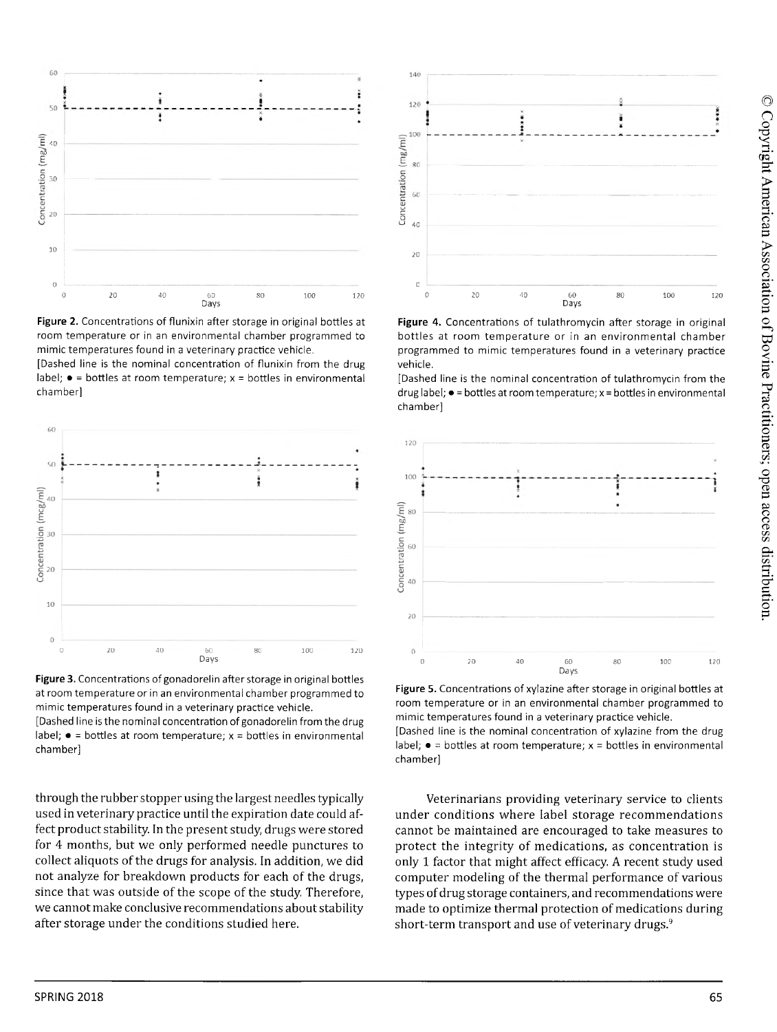Figure 2. Concentrations of flunixin after storage in original bottles at room temperature or in an environmental chamber programmed to mimic temperatures found in a veterinary practice vehicle.
[Dashed line is the nominal concentration of flunixin from the drug label; • = bottles at room temperature; x = bottles in environmental chamber]

Figure 3. Concentrations of gonadorelin after storage in original bottles at room temperature or in an environmental chamber programmed to mimic temperatures found in a veterinary practice vehicle.
[Dashed line is the nominal concentration of gonadorelin from the drug label; • = bottles at room temperature; x = bottles in environmental chamber]

Figure 4. Concentrations of tulathromycin after storage in original bottles at room temperature or in an environmental chamber programmed to mimic temperatures found in a veterinary practice vehicle.
[Dashed line is the nominal concentration of tulathromycin from the drug label; • = bottles at room temperature; x = bottles in environmental chamber]

Figure 5. Concentrations of xylazine after storage in original bottles at room temperature or in an environmental chamber programmed to mimic temperatures found in a veterinary practice vehicle.
[Dashed line is the nominal concentration of xylazine from the drug label; • = bottles at room temperature; x = bottles in environmental chamber]

through the rubber stopper using the largest needles typically used in veterinary practice until the expiration date could affect product stability. In the present study, drugs were stored for 4 months, but we only performed needle punctures to collect aliquots of the drugs for analysis. In addition, we did not analyze for breakdown products for each of the drugs, since that was outside of the scope of the study. Therefore, we cannot make conclusive recommendations about stability after storage under the conditions studied here.

Veterinarians providing veterinary service to clients under conditions where label storage recommendations cannot be maintained are encouraged to take measures to protect the integrity of medications, as concentration is only 1 factor that might affect efficacy. A recent study used computer modeling of the thermal performance of various types of drug storage containers, and recommendations were made to optimize thermal protection of medications during short-term transport and use of veterinary drugs.[9]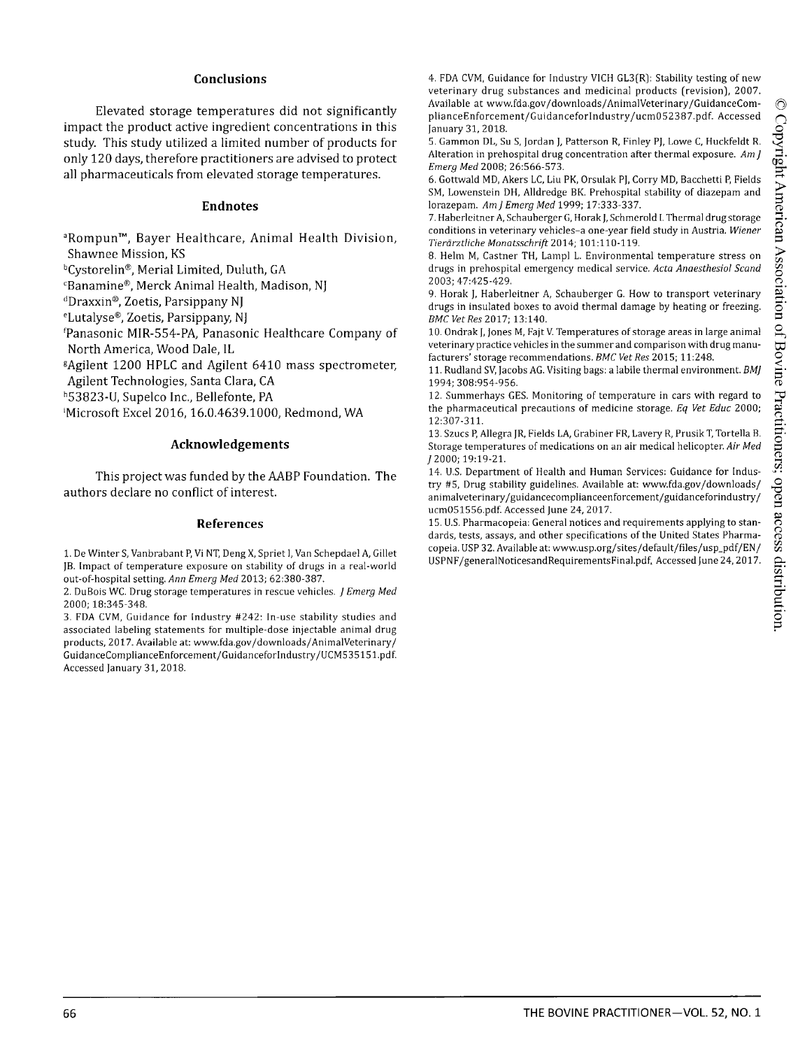## Conclusions

Elevated storage temperatures did not significantly impact the product active ingredient concentrations in this study. This study utilized a limited number of products for only 120 days, therefore practitioners are advised to protect all pharmaceuticals from elevated storage temperatures.

## Endnotes

[a]Rompun™, Bayer Healthcare, Animal Health Division, Shawnee Mission, KS

[b]Cystorelin®, Merial Limited, Duluth, GA

[c]Banamine®, Merck Animal Health, Madison, NJ

[d]Draxxin®, Zoetis, Parsippany NJ

[e]Lutalyse®, Zoetis, Parsippany, NJ

[f]Panasonic MIR-554-PA, Panasonic Healthcare Company of North America, Wood Dale, IL

[g]Agilent 1200 HPLC and Agilent 6410 mass spectrometer, Agilent Technologies, Santa Clara, CA

[h]53823-U, Supelco Inc., Bellefonte, PA

[i]Microsoft Excel 2016, 16.0.4639.1000, Redmond, WA

## Acknowledgements

This project was funded by the AABP Foundation. The authors declare no conflict of interest.

## References

1. De Winter S, Vanbrabant P, Vi NT, Deng X, Spriet I, Van Schepdael A, Gillet JB. Impact of temperature exposure on stability of drugs in a real-world out-of-hospital setting. *Ann Emerg Med* 2013; 62:380-387.
2. DuBois WC. Drug storage temperatures in rescue vehicles. *J Emerg Med* 2000; 18:345-348.
3. FDA CVM, Guidance for Industry #242: In-use stability studies and associated labeling statements for multiple-dose injectable animal drug products, 2017. Available at: www.fda.gov/downloads/AnimalVeterinary/GuidanceComplianceEnforcement/GuidanceforIndustry/UCM535151.pdf. Accessed January 31, 2018.
4. FDA CVM, Guidance for Industry VICH GL3(R): Stability testing of new veterinary drug substances and medicinal products (revision), 2007. Available at www.fda.gov/downloads/AnimalVeterinary/GuidanceComplianceEnforcement/GuidanceforIndustry/ucm052387.pdf. Accessed January 31, 2018.
5. Gammon DL, Su S, Jordan J, Patterson R, Finley PJ, Lowe C, Huckfeldt R. Alteration in prehospital drug concentration after thermal exposure. *Am J Emerg Med* 2008; 26:566-573.
6. Gottwald MD, Akers LC, Liu PK, Orsulak PJ, Corry MD, Bacchetti P, Fields SM, Lowenstein DH, Alldredge BK. Prehospital stability of diazepam and lorazepam. *Am J Emerg Med* 1999; 17:333-337.
7. Haberleitner A, Schauberger G, Horak J, Schmerold I. Thermal drug storage conditions in veterinary vehicles–a one-year field study in Austria. *Wiener Tierärztliche Monatsschrift* 2014; 101:110-119.
8. Helm M, Castner TH, Lampl L. Environmental temperature stress on drugs in prehospital emergency medical service. *Acta Anaesthesiol Scand* 2003; 47:425-429.
9. Horak J, Haberleitner A, Schauberger G. How to transport veterinary drugs in insulated boxes to avoid thermal damage by heating or freezing. *BMC Vet Res* 2017; 13:140.
10. Ondrak J, Jones M, Fajt V. Temperatures of storage areas in large animal veterinary practice vehicles in the summer and comparison with drug manufacturers' storage recommendations. *BMC Vet Res* 2015; 11:248.
11. Rudland SV, Jacobs AG. Visiting bags: a labile thermal environment. *BMJ* 1994; 308:954-956.
12. Summerhays GES. Monitoring of temperature in cars with regard to the pharmaceutical precautions of medicine storage. *Eq Vet Educ* 2000; 12:307-311.
13. Szucs P, Allegra JR, Fields LA, Grabiner FR, Lavery R, Prusik T, Tortella B. Storage temperatures of medications on an air medical helicopter. *Air Med J* 2000; 19:19-21.
14. U.S. Department of Health and Human Services: Guidance for Industry #5, Drug stability guidelines. Available at: www.fda.gov/downloads/animalveterinary/guidancecomplianceenforcement/guidanceforindustry/ucm051556.pdf. Accessed June 24, 2017.
15. U.S. Pharmacopeia: General notices and requirements applying to standards, tests, assays, and other specifications of the United States Pharmacopeia. USP 32. Available at: www.usp.org/sites/default/files/usp_pdf/EN/USPNF/generalNoticesandRequirementsFinal.pdf, Accessed June 24, 2017.